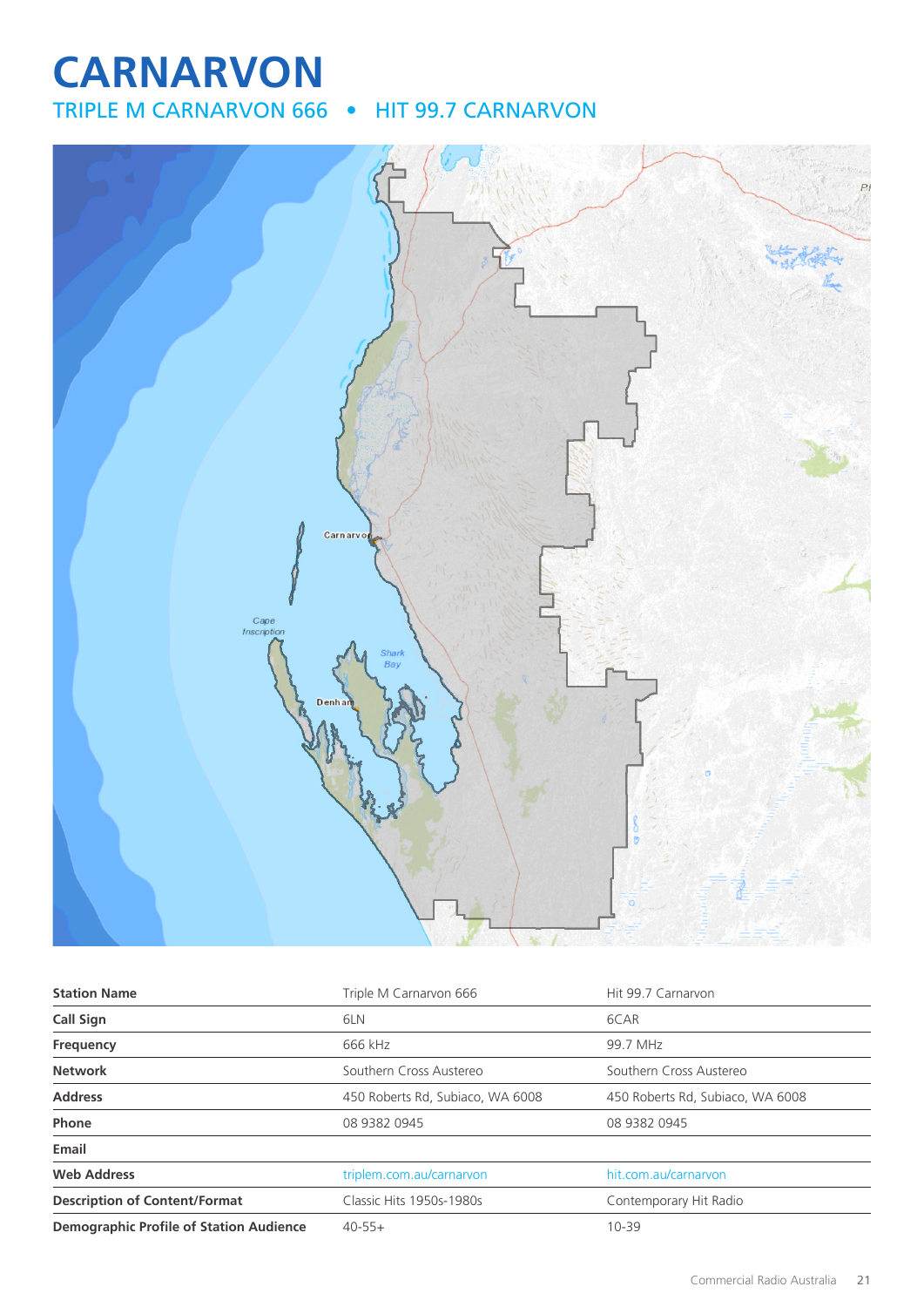# CARNARVON

## TRIPLE M CARNARVON 666 • HIT 99.7 CARNARVON

| Station Name | Triple M Carnarvon 666 | Hit 99.7 Carnarvon |
|---|---|---|
| Call Sign | 6LN | 6CAR |
| Frequency | 666 kHz | 99.7 MHz |
| Network | Southern Cross Austereo | Southern Cross Austereo |
| Address | 450 Roberts Rd, Subiaco, WA 6008 | 450 Roberts Rd, Subiaco, WA 6008 |
| Phone | 08 9382 0945 | 08 9382 0945 |
| Email | | |
| Web Address | triplem.com.au/carnarvon | hit.com.au/carnarvon |
| Description of Content/Format | Classic Hits 1950s-1980s | Contemporary Hit Radio |
| Demographic Profile of Station Audience | 40-55+ | 10-39 |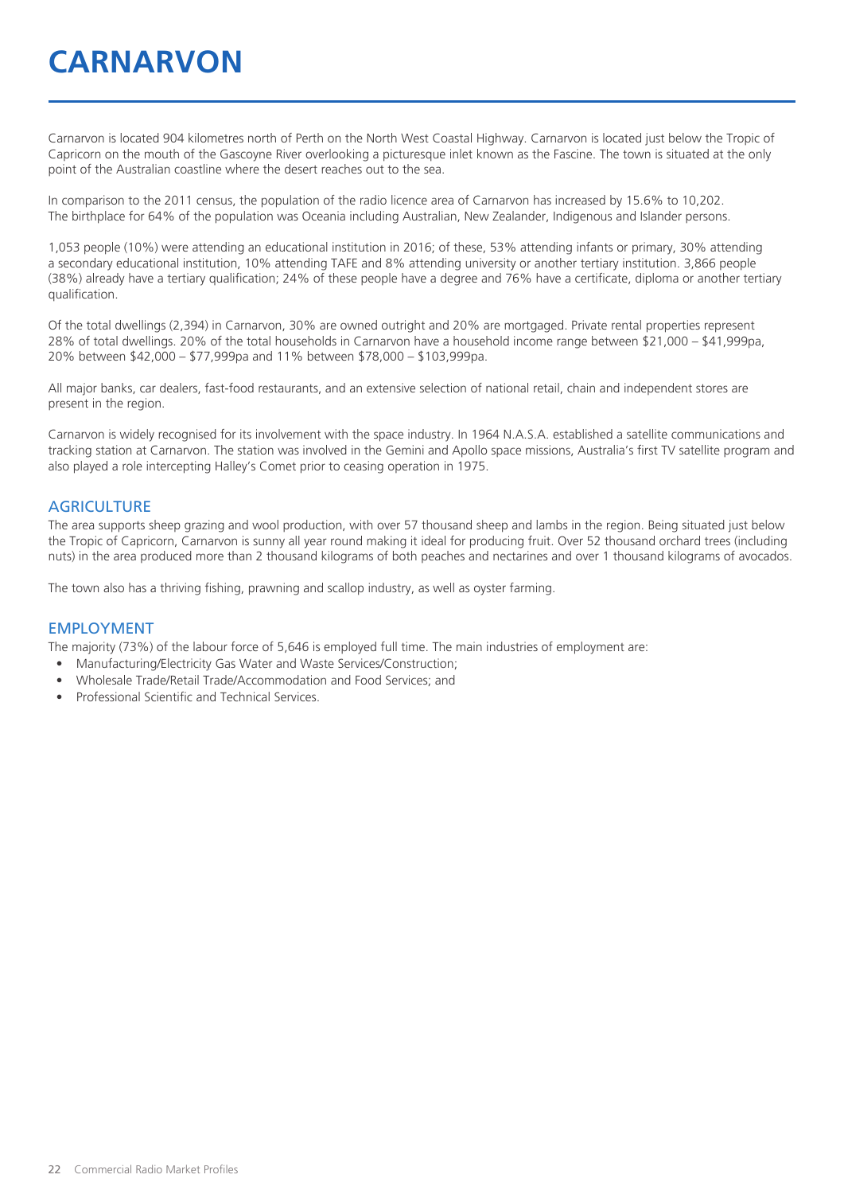# CARNARVON

Carnarvon is located 904 kilometres north of Perth on the North West Coastal Highway. Carnarvon is located just below the Tropic of Capricorn on the mouth of the Gascoyne River overlooking a picturesque inlet known as the Fascine. The town is situated at the only point of the Australian coastline where the desert reaches out to the sea.

In comparison to the 2011 census, the population of the radio licence area of Carnarvon has increased by 15.6% to 10,202. The birthplace for 64% of the population was Oceania including Australian, New Zealander, Indigenous and Islander persons.

1,053 people (10%) were attending an educational institution in 2016; of these, 53% attending infants or primary, 30% attending a secondary educational institution, 10% attending TAFE and 8% attending university or another tertiary institution. 3,866 people (38%) already have a tertiary qualification; 24% of these people have a degree and 76% have a certificate, diploma or another tertiary qualification.

Of the total dwellings (2,394) in Carnarvon, 30% are owned outright and 20% are mortgaged. Private rental properties represent 28% of total dwellings. 20% of the total households in Carnarvon have a household income range between $21,000 – $41,999pa, 20% between $42,000 – $77,999pa and 11% between $78,000 – $103,999pa.

All major banks, car dealers, fast-food restaurants, and an extensive selection of national retail, chain and independent stores are present in the region.

Carnarvon is widely recognised for its involvement with the space industry. In 1964 N.A.S.A. established a satellite communications and tracking station at Carnarvon. The station was involved in the Gemini and Apollo space missions, Australia's first TV satellite program and also played a role intercepting Halley's Comet prior to ceasing operation in 1975.

## AGRICULTURE

The area supports sheep grazing and wool production, with over 57 thousand sheep and lambs in the region. Being situated just below the Tropic of Capricorn, Carnarvon is sunny all year round making it ideal for producing fruit. Over 52 thousand orchard trees (including nuts) in the area produced more than 2 thousand kilograms of both peaches and nectarines and over 1 thousand kilograms of avocados.

The town also has a thriving fishing, prawning and scallop industry, as well as oyster farming.

## EMPLOYMENT

The majority (73%) of the labour force of 5,646 is employed full time. The main industries of employment are:

- Manufacturing/Electricity Gas Water and Waste Services/Construction;
- Wholesale Trade/Retail Trade/Accommodation and Food Services; and
- Professional Scientific and Technical Services.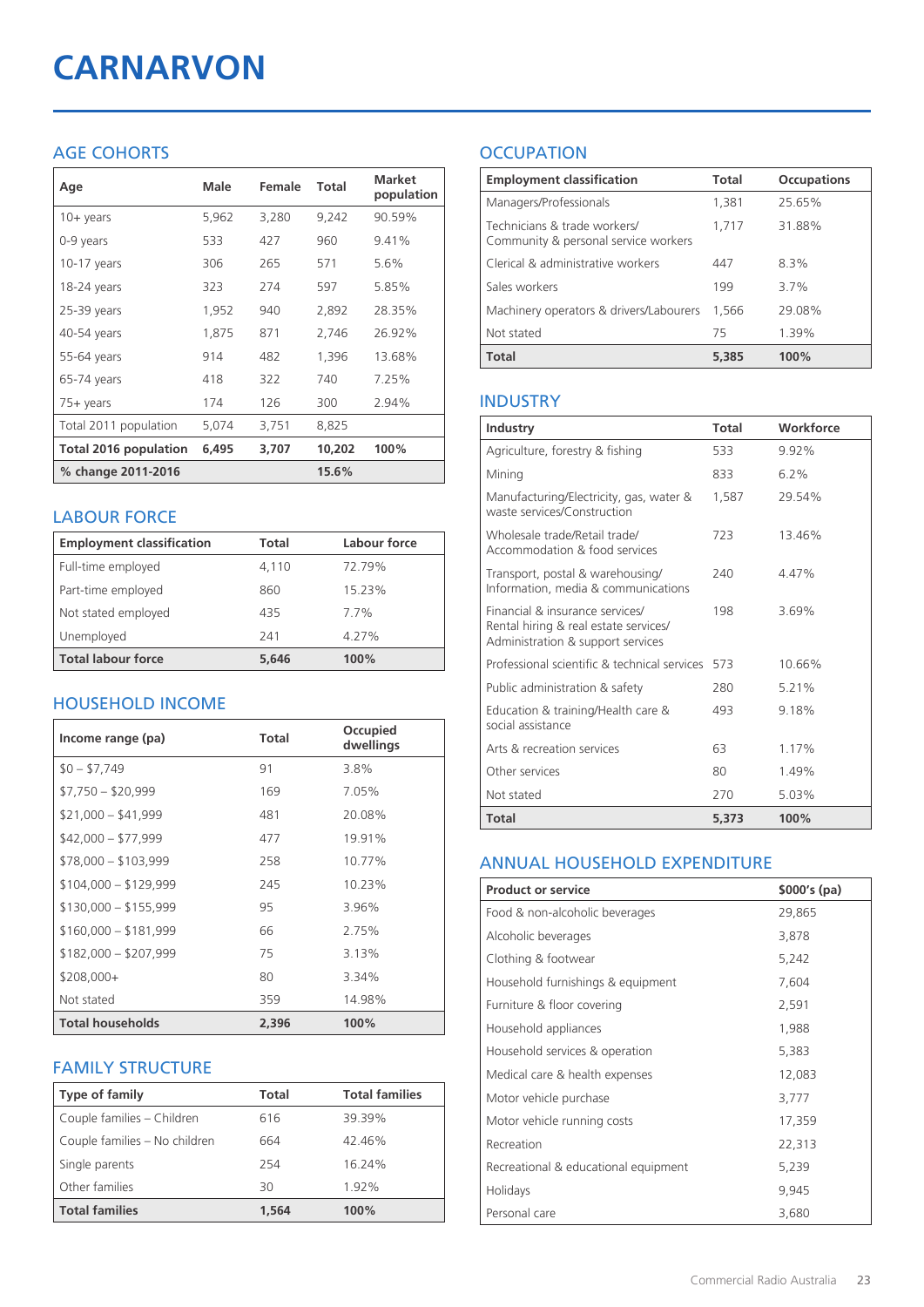# CARNARVON

## AGE COHORTS

| Age | Male | Female | Total | Market population |
|---|---|---|---|---|
| 10+ years | 5,962 | 3,280 | 9,242 | 90.59% |
| 0-9 years | 533 | 427 | 960 | 9.41% |
| 10-17 years | 306 | 265 | 571 | 5.6% |
| 18-24 years | 323 | 274 | 597 | 5.85% |
| 25-39 years | 1,952 | 940 | 2,892 | 28.35% |
| 40-54 years | 1,875 | 871 | 2,746 | 26.92% |
| 55-64 years | 914 | 482 | 1,396 | 13.68% |
| 65-74 years | 418 | 322 | 740 | 7.25% |
| 75+ years | 174 | 126 | 300 | 2.94% |
| Total 2011 population | 5,074 | 3,751 | 8,825 | |
| **Total 2016 population** | **6,495** | **3,707** | **10,202** | **100%** |
| **% change 2011-2016** | | | **15.6%** | |

## LABOUR FORCE

| Employment classification | Total | Labour force |
|---|---|---|
| Full-time employed | 4,110 | 72.79% |
| Part-time employed | 860 | 15.23% |
| Not stated employed | 435 | 7.7% |
| Unemployed | 241 | 4.27% |
| **Total labour force** | **5,646** | **100%** |

## HOUSEHOLD INCOME

| Income range (pa) | Total | Occupied dwellings |
|---|---|---|
| $0 – $7,749 | 91 | 3.8% |
| $7,750 – $20,999 | 169 | 7.05% |
| $21,000 – $41,999 | 481 | 20.08% |
| $42,000 – $77,999 | 477 | 19.91% |
| $78,000 – $103,999 | 258 | 10.77% |
| $104,000 – $129,999 | 245 | 10.23% |
| $130,000 – $155,999 | 95 | 3.96% |
| $160,000 – $181,999 | 66 | 2.75% |
| $182,000 – $207,999 | 75 | 3.13% |
| $208,000+ | 80 | 3.34% |
| Not stated | 359 | 14.98% |
| **Total households** | **2,396** | **100%** |

## FAMILY STRUCTURE

| Type of family | Total | Total families |
|---|---|---|
| Couple families – Children | 616 | 39.39% |
| Couple families – No children | 664 | 42.46% |
| Single parents | 254 | 16.24% |
| Other families | 30 | 1.92% |
| **Total families** | **1,564** | **100%** |

## OCCUPATION

| Employment classification | Total | Occupations |
|---|---|---|
| Managers/Professionals | 1,381 | 25.65% |
| Technicians & trade workers/ Community & personal service workers | 1,717 | 31.88% |
| Clerical & administrative workers | 447 | 8.3% |
| Sales workers | 199 | 3.7% |
| Machinery operators & drivers/Labourers | 1,566 | 29.08% |
| Not stated | 75 | 1.39% |
| **Total** | **5,385** | **100%** |

## INDUSTRY

| Industry | Total | Workforce |
|---|---|---|
| Agriculture, forestry & fishing | 533 | 9.92% |
| Mining | 833 | 6.2% |
| Manufacturing/Electricity, gas, water & waste services/Construction | 1,587 | 29.54% |
| Wholesale trade/Retail trade/ Accommodation & food services | 723 | 13.46% |
| Transport, postal & warehousing/ Information, media & communications | 240 | 4.47% |
| Financial & insurance services/ Rental hiring & real estate services/ Administration & support services | 198 | 3.69% |
| Professional scientific & technical services | 573 | 10.66% |
| Public administration & safety | 280 | 5.21% |
| Education & training/Health care & social assistance | 493 | 9.18% |
| Arts & recreation services | 63 | 1.17% |
| Other services | 80 | 1.49% |
| Not stated | 270 | 5.03% |
| **Total** | **5,373** | **100%** |

## ANNUAL HOUSEHOLD EXPENDITURE

| Product or service | $000's (pa) |
|---|---|
| Food & non-alcoholic beverages | 29,865 |
| Alcoholic beverages | 3,878 |
| Clothing & footwear | 5,242 |
| Household furnishings & equipment | 7,604 |
| Furniture & floor covering | 2,591 |
| Household appliances | 1,988 |
| Household services & operation | 5,383 |
| Medical care & health expenses | 12,083 |
| Motor vehicle purchase | 3,777 |
| Motor vehicle running costs | 17,359 |
| Recreation | 22,313 |
| Recreational & educational equipment | 5,239 |
| Holidays | 9,945 |
| Personal care | 3,680 |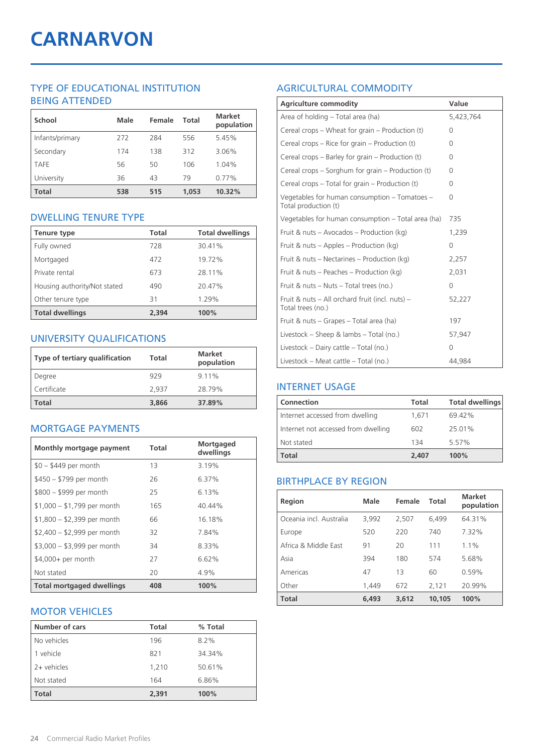# CARNARVON

## TYPE OF EDUCATIONAL INSTITUTION BEING ATTENDED

| School | Male | Female | Total | Market population |
|---|---|---|---|---|
| Infants/primary | 272 | 284 | 556 | 5.45% |
| Secondary | 174 | 138 | 312 | 3.06% |
| TAFE | 56 | 50 | 106 | 1.04% |
| University | 36 | 43 | 79 | 0.77% |
| **Total** | **538** | **515** | **1,053** | **10.32%** |

## DWELLING TENURE TYPE

| Tenure type | Total | Total dwellings |
|---|---|---|
| Fully owned | 728 | 30.41% |
| Mortgaged | 472 | 19.72% |
| Private rental | 673 | 28.11% |
| Housing authority/Not stated | 490 | 20.47% |
| Other tenure type | 31 | 1.29% |
| **Total dwellings** | **2,394** | **100%** |

## UNIVERSITY QUALIFICATIONS

| Type of tertiary qualification | Total | Market population |
|---|---|---|
| Degree | 929 | 9.11% |
| Certificate | 2,937 | 28.79% |
| **Total** | **3,866** | **37.89%** |

## MORTGAGE PAYMENTS

| Monthly mortgage payment | Total | Mortgaged dwellings |
|---|---|---|
| $0 – $449 per month | 13 | 3.19% |
| $450 – $799 per month | 26 | 6.37% |
| $800 – $999 per month | 25 | 6.13% |
| $1,000 – $1,799 per month | 165 | 40.44% |
| $1,800 – $2,399 per month | 66 | 16.18% |
| $2,400 – $2,999 per month | 32 | 7.84% |
| $3,000 – $3,999 per month | 34 | 8.33% |
| $4,000+ per month | 27 | 6.62% |
| Not stated | 20 | 4.9% |
| **Total mortgaged dwellings** | **408** | **100%** |

## MOTOR VEHICLES

| Number of cars | Total | % Total |
|---|---|---|
| No vehicles | 196 | 8.2% |
| 1 vehicle | 821 | 34.34% |
| 2+ vehicles | 1,210 | 50.61% |
| Not stated | 164 | 6.86% |
| **Total** | **2,391** | **100%** |

## AGRICULTURAL COMMODITY

| Agriculture commodity | Value |
|---|---|
| Area of holding – Total area (ha) | 5,423,764 |
| Cereal crops – Wheat for grain – Production (t) | 0 |
| Cereal crops – Rice for grain – Production (t) | 0 |
| Cereal crops – Barley for grain – Production (t) | 0 |
| Cereal crops – Sorghum for grain – Production (t) | 0 |
| Cereal crops – Total for grain – Production (t) | 0 |
| Vegetables for human consumption – Tomatoes – Total production (t) | 0 |
| Vegetables for human consumption – Total area (ha) | 735 |
| Fruit & nuts – Avocados – Production (kg) | 1,239 |
| Fruit & nuts – Apples – Production (kg) | 0 |
| Fruit & nuts – Nectarines – Production (kg) | 2,257 |
| Fruit & nuts – Peaches – Production (kg) | 2,031 |
| Fruit & nuts – Nuts – Total trees (no.) | 0 |
| Fruit & nuts – All orchard fruit (incl. nuts) – Total trees (no.) | 52,227 |
| Fruit & nuts – Grapes – Total area (ha) | 197 |
| Livestock – Sheep & lambs – Total (no.) | 57,947 |
| Livestock – Dairy cattle – Total (no.) | 0 |
| Livestock – Meat cattle – Total (no.) | 44,984 |

## INTERNET USAGE

| Connection | Total | Total dwellings |
|---|---|---|
| Internet accessed from dwelling | 1,671 | 69.42% |
| Internet not accessed from dwelling | 602 | 25.01% |
| Not stated | 134 | 5.57% |
| **Total** | **2,407** | **100%** |

## BIRTHPLACE BY REGION

| Region | Male | Female | Total | Market population |
|---|---|---|---|---|
| Oceania incl. Australia | 3,992 | 2,507 | 6,499 | 64.31% |
| Europe | 520 | 220 | 740 | 7.32% |
| Africa & Middle East | 91 | 20 | 111 | 1.1% |
| Asia | 394 | 180 | 574 | 5.68% |
| Americas | 47 | 13 | 60 | 0.59% |
| Other | 1,449 | 672 | 2,121 | 20.99% |
| **Total** | **6,493** | **3,612** | **10,105** | **100%** |